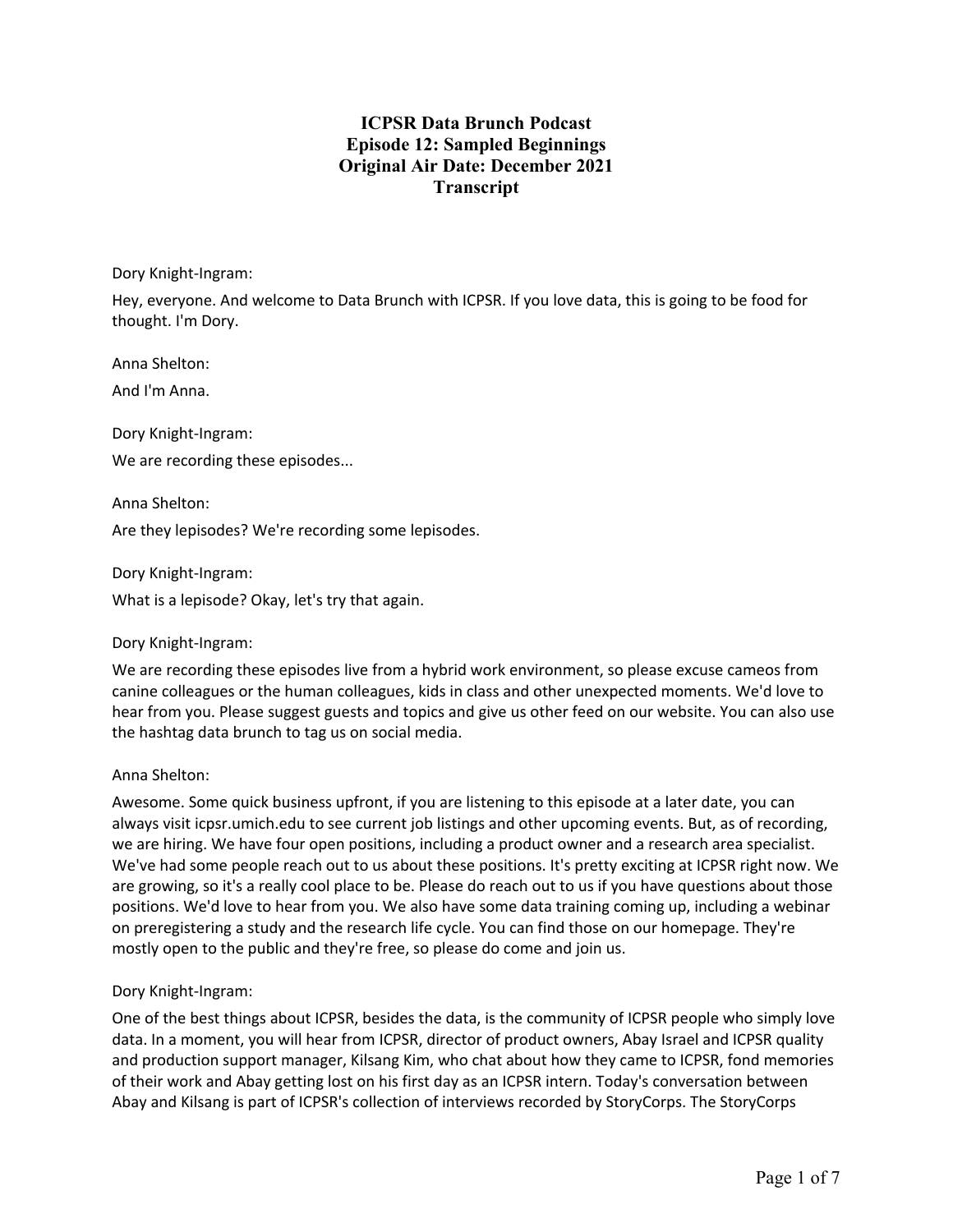# ICPSR Data Brunch Podcast
## Episode 12: Sampled Beginnings
## Original Air Date: December 2021
## Transcript

Dory Knight-Ingram:

Hey, everyone. And welcome to Data Brunch with ICPSR. If you love data, this is going to be food for thought. I'm Dory.

Anna Shelton:

And I'm Anna.

Dory Knight-Ingram:

We are recording these episodes...

Anna Shelton:

Are they lepisodes? We're recording some lepisodes.

Dory Knight-Ingram:

What is a lepisode? Okay, let's try that again.

Dory Knight-Ingram:

We are recording these episodes live from a hybrid work environment, so please excuse cameos from canine colleagues or the human colleagues, kids in class and other unexpected moments. We'd love to hear from you. Please suggest guests and topics and give us other feed on our website. You can also use the hashtag data brunch to tag us on social media.

Anna Shelton:

Awesome. Some quick business upfront, if you are listening to this episode at a later date, you can always visit icpsr.umich.edu to see current job listings and other upcoming events. But, as of recording, we are hiring. We have four open positions, including a product owner and a research area specialist. We've had some people reach out to us about these positions. It's pretty exciting at ICPSR right now. We are growing, so it's a really cool place to be. Please do reach out to us if you have questions about those positions. We'd love to hear from you. We also have some data training coming up, including a webinar on preregistering a study and the research life cycle. You can find those on our homepage. They're mostly open to the public and they're free, so please do come and join us.

Dory Knight-Ingram:

One of the best things about ICPSR, besides the data, is the community of ICPSR people who simply love data. In a moment, you will hear from ICPSR, director of product owners, Abay Israel and ICPSR quality and production support manager, Kilsang Kim, who chat about how they came to ICPSR, fond memories of their work and Abay getting lost on his first day as an ICPSR intern. Today's conversation between Abay and Kilsang is part of ICPSR's collection of interviews recorded by StoryCorps. The StoryCorps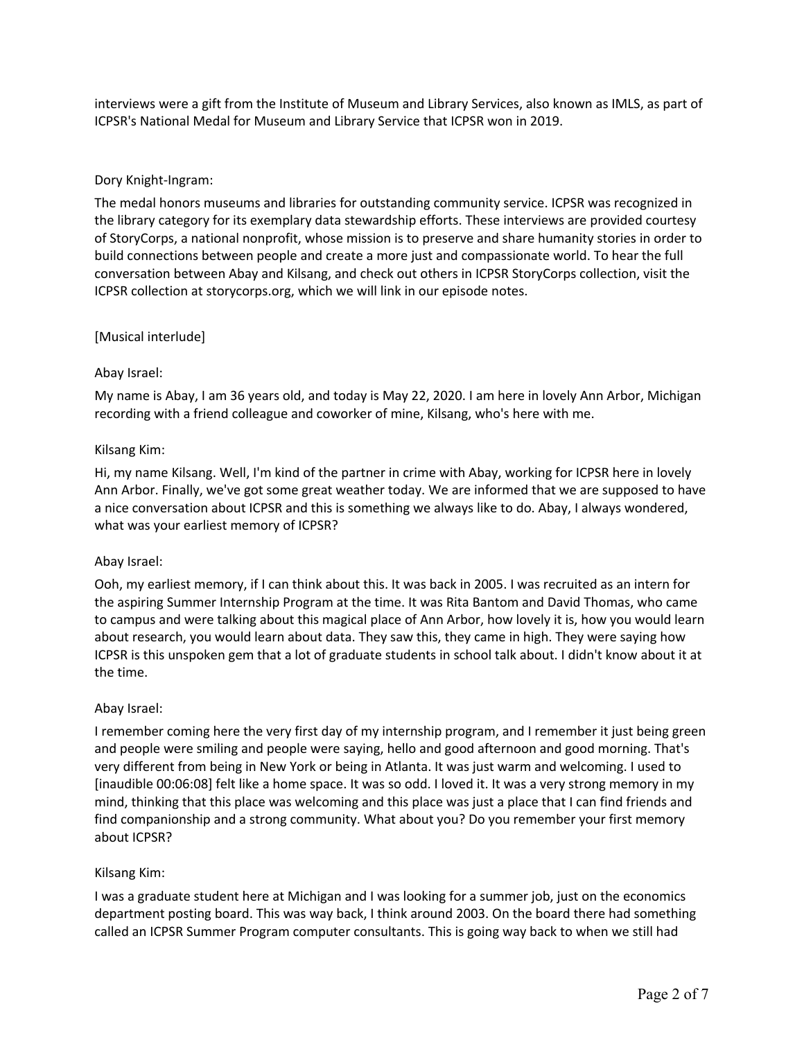interviews were a gift from the Institute of Museum and Library Services, also known as IMLS, as part of ICPSR's National Medal for Museum and Library Service that ICPSR won in 2019.

Dory Knight-Ingram:

The medal honors museums and libraries for outstanding community service. ICPSR was recognized in the library category for its exemplary data stewardship efforts. These interviews are provided courtesy of StoryCorps, a national nonprofit, whose mission is to preserve and share humanity stories in order to build connections between people and create a more just and compassionate world. To hear the full conversation between Abay and Kilsang, and check out others in ICPSR StoryCorps collection, visit the ICPSR collection at storycorps.org, which we will link in our episode notes.

[Musical interlude]

Abay Israel:

My name is Abay, I am 36 years old, and today is May 22, 2020. I am here in lovely Ann Arbor, Michigan recording with a friend colleague and coworker of mine, Kilsang, who's here with me.

Kilsang Kim:

Hi, my name Kilsang. Well, I'm kind of the partner in crime with Abay, working for ICPSR here in lovely Ann Arbor. Finally, we've got some great weather today. We are informed that we are supposed to have a nice conversation about ICPSR and this is something we always like to do. Abay, I always wondered, what was your earliest memory of ICPSR?

Abay Israel:

Ooh, my earliest memory, if I can think about this. It was back in 2005. I was recruited as an intern for the aspiring Summer Internship Program at the time. It was Rita Bantom and David Thomas, who came to campus and were talking about this magical place of Ann Arbor, how lovely it is, how you would learn about research, you would learn about data. They saw this, they came in high. They were saying how ICPSR is this unspoken gem that a lot of graduate students in school talk about. I didn't know about it at the time.

Abay Israel:

I remember coming here the very first day of my internship program, and I remember it just being green and people were smiling and people were saying, hello and good afternoon and good morning. That's very different from being in New York or being in Atlanta. It was just warm and welcoming. I used to [inaudible 00:06:08] felt like a home space. It was so odd. I loved it. It was a very strong memory in my mind, thinking that this place was welcoming and this place was just a place that I can find friends and find companionship and a strong community. What about you? Do you remember your first memory about ICPSR?

Kilsang Kim:

I was a graduate student here at Michigan and I was looking for a summer job, just on the economics department posting board. This was way back, I think around 2003. On the board there had something called an ICPSR Summer Program computer consultants. This is going way back to when we still had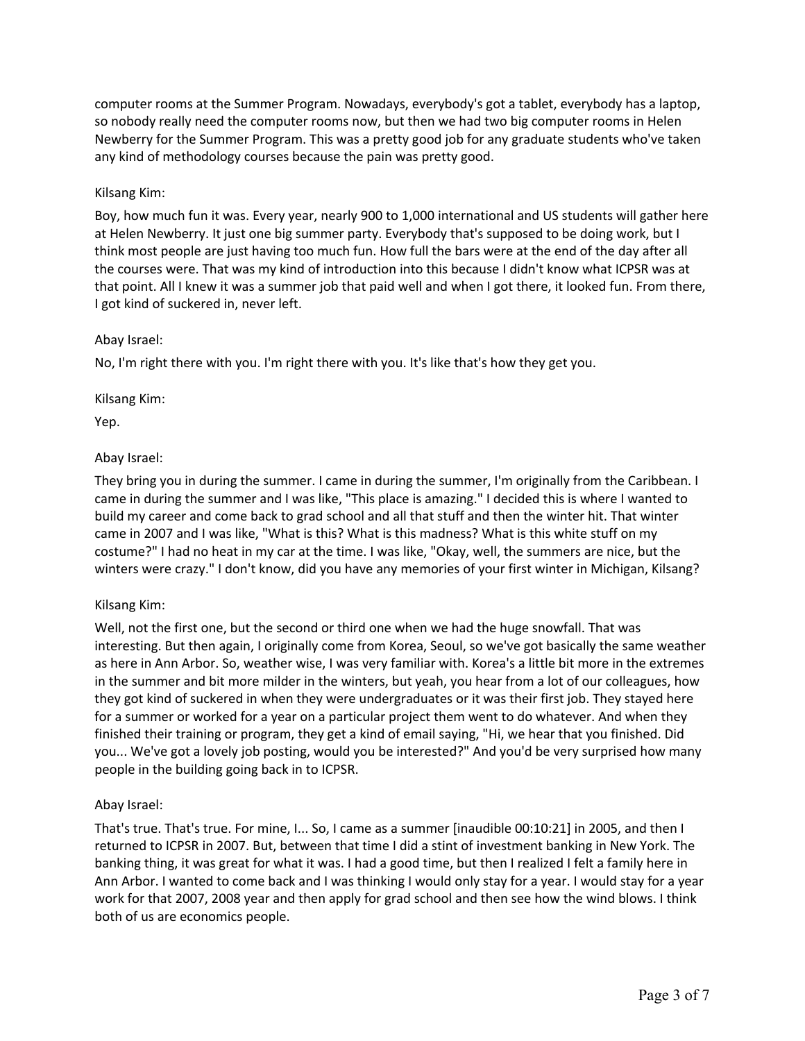computer rooms at the Summer Program. Nowadays, everybody's got a tablet, everybody has a laptop, so nobody really need the computer rooms now, but then we had two big computer rooms in Helen Newberry for the Summer Program. This was a pretty good job for any graduate students who've taken any kind of methodology courses because the pain was pretty good.

Kilsang Kim:

Boy, how much fun it was. Every year, nearly 900 to 1,000 international and US students will gather here at Helen Newberry. It just one big summer party. Everybody that's supposed to be doing work, but I think most people are just having too much fun. How full the bars were at the end of the day after all the courses were. That was my kind of introduction into this because I didn't know what ICPSR was at that point. All I knew it was a summer job that paid well and when I got there, it looked fun. From there, I got kind of suckered in, never left.

Abay Israel:

No, I'm right there with you. I'm right there with you. It's like that's how they get you.

Kilsang Kim:

Yep.

Abay Israel:

They bring you in during the summer. I came in during the summer, I'm originally from the Caribbean. I came in during the summer and I was like, "This place is amazing." I decided this is where I wanted to build my career and come back to grad school and all that stuff and then the winter hit. That winter came in 2007 and I was like, "What is this? What is this madness? What is this white stuff on my costume?" I had no heat in my car at the time. I was like, "Okay, well, the summers are nice, but the winters were crazy." I don't know, did you have any memories of your first winter in Michigan, Kilsang?

Kilsang Kim:

Well, not the first one, but the second or third one when we had the huge snowfall. That was interesting. But then again, I originally come from Korea, Seoul, so we've got basically the same weather as here in Ann Arbor. So, weather wise, I was very familiar with. Korea's a little bit more in the extremes in the summer and bit more milder in the winters, but yeah, you hear from a lot of our colleagues, how they got kind of suckered in when they were undergraduates or it was their first job. They stayed here for a summer or worked for a year on a particular project them went to do whatever. And when they finished their training or program, they get a kind of email saying, "Hi, we hear that you finished. Did you... We've got a lovely job posting, would you be interested?" And you'd be very surprised how many people in the building going back in to ICPSR.

Abay Israel:

That's true. That's true. For mine, I... So, I came as a summer [inaudible 00:10:21] in 2005, and then I returned to ICPSR in 2007. But, between that time I did a stint of investment banking in New York. The banking thing, it was great for what it was. I had a good time, but then I realized I felt a family here in Ann Arbor. I wanted to come back and I was thinking I would only stay for a year. I would stay for a year work for that 2007, 2008 year and then apply for grad school and then see how the wind blows. I think both of us are economics people.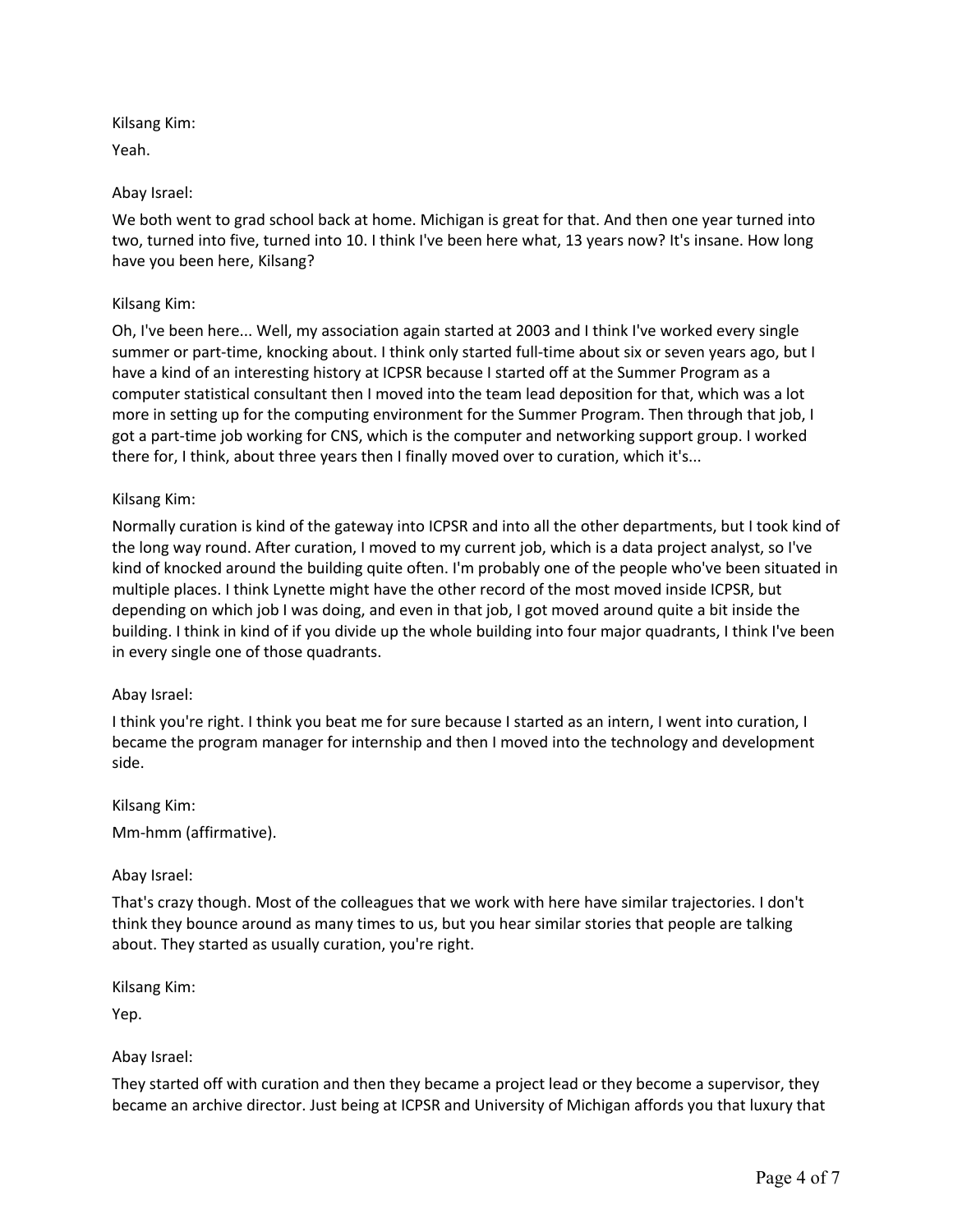Kilsang Kim:

Yeah.

Abay Israel:

We both went to grad school back at home. Michigan is great for that. And then one year turned into two, turned into five, turned into 10. I think I've been here what, 13 years now? It's insane. How long have you been here, Kilsang?

Kilsang Kim:

Oh, I've been here... Well, my association again started at 2003 and I think I've worked every single summer or part-time, knocking about. I think only started full-time about six or seven years ago, but I have a kind of an interesting history at ICPSR because I started off at the Summer Program as a computer statistical consultant then I moved into the team lead deposition for that, which was a lot more in setting up for the computing environment for the Summer Program. Then through that job, I got a part-time job working for CNS, which is the computer and networking support group. I worked there for, I think, about three years then I finally moved over to curation, which it's...

Kilsang Kim:

Normally curation is kind of the gateway into ICPSR and into all the other departments, but I took kind of the long way round. After curation, I moved to my current job, which is a data project analyst, so I've kind of knocked around the building quite often. I'm probably one of the people who've been situated in multiple places. I think Lynette might have the other record of the most moved inside ICPSR, but depending on which job I was doing, and even in that job, I got moved around quite a bit inside the building. I think in kind of if you divide up the whole building into four major quadrants, I think I've been in every single one of those quadrants.

Abay Israel:

I think you're right. I think you beat me for sure because I started as an intern, I went into curation, I became the program manager for internship and then I moved into the technology and development side.

Kilsang Kim:

Mm-hmm (affirmative).

Abay Israel:

That's crazy though. Most of the colleagues that we work with here have similar trajectories. I don't think they bounce around as many times to us, but you hear similar stories that people are talking about. They started as usually curation, you're right.

Kilsang Kim:

Yep.

Abay Israel:

They started off with curation and then they became a project lead or they become a supervisor, they became an archive director. Just being at ICPSR and University of Michigan affords you that luxury that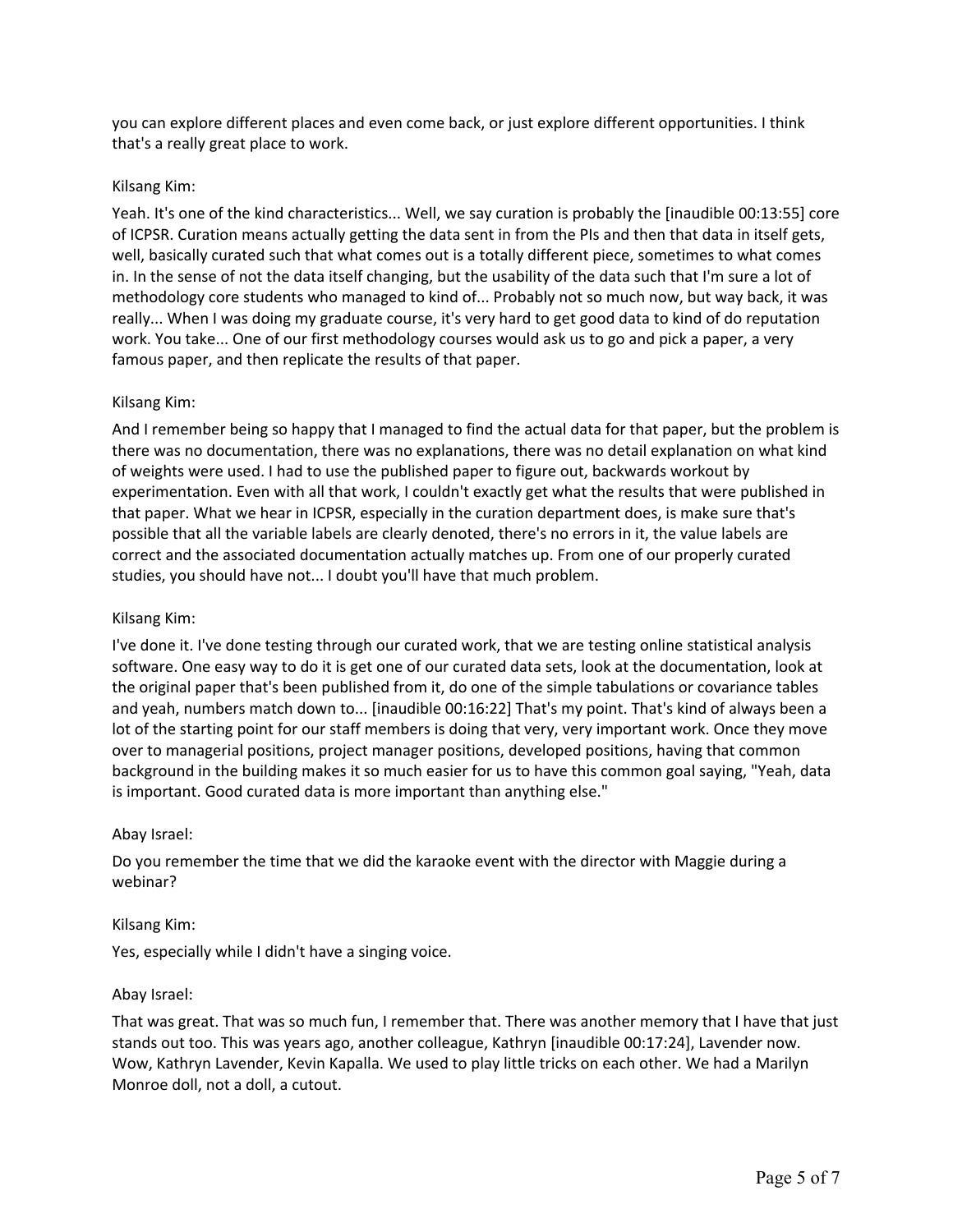you can explore different places and even come back, or just explore different opportunities. I think that's a really great place to work.

Kilsang Kim:

Yeah. It's one of the kind characteristics... Well, we say curation is probably the [inaudible 00:13:55] core of ICPSR. Curation means actually getting the data sent in from the PIs and then that data in itself gets, well, basically curated such that what comes out is a totally different piece, sometimes to what comes in. In the sense of not the data itself changing, but the usability of the data such that I'm sure a lot of methodology core students who managed to kind of... Probably not so much now, but way back, it was really... When I was doing my graduate course, it's very hard to get good data to kind of do reputation work. You take... One of our first methodology courses would ask us to go and pick a paper, a very famous paper, and then replicate the results of that paper.

Kilsang Kim:

And I remember being so happy that I managed to find the actual data for that paper, but the problem is there was no documentation, there was no explanations, there was no detail explanation on what kind of weights were used. I had to use the published paper to figure out, backwards workout by experimentation. Even with all that work, I couldn't exactly get what the results that were published in that paper. What we hear in ICPSR, especially in the curation department does, is make sure that's possible that all the variable labels are clearly denoted, there's no errors in it, the value labels are correct and the associated documentation actually matches up. From one of our properly curated studies, you should have not... I doubt you'll have that much problem.

Kilsang Kim:

I've done it. I've done testing through our curated work, that we are testing online statistical analysis software. One easy way to do it is get one of our curated data sets, look at the documentation, look at the original paper that's been published from it, do one of the simple tabulations or covariance tables and yeah, numbers match down to... [inaudible 00:16:22] That's my point. That's kind of always been a lot of the starting point for our staff members is doing that very, very important work. Once they move over to managerial positions, project manager positions, developed positions, having that common background in the building makes it so much easier for us to have this common goal saying, "Yeah, data is important. Good curated data is more important than anything else."

Abay Israel:

Do you remember the time that we did the karaoke event with the director with Maggie during a webinar?

Kilsang Kim:

Yes, especially while I didn't have a singing voice.

Abay Israel:

That was great. That was so much fun, I remember that. There was another memory that I have that just stands out too. This was years ago, another colleague, Kathryn [inaudible 00:17:24], Lavender now. Wow, Kathryn Lavender, Kevin Kapalla. We used to play little tricks on each other. We had a Marilyn Monroe doll, not a doll, a cutout.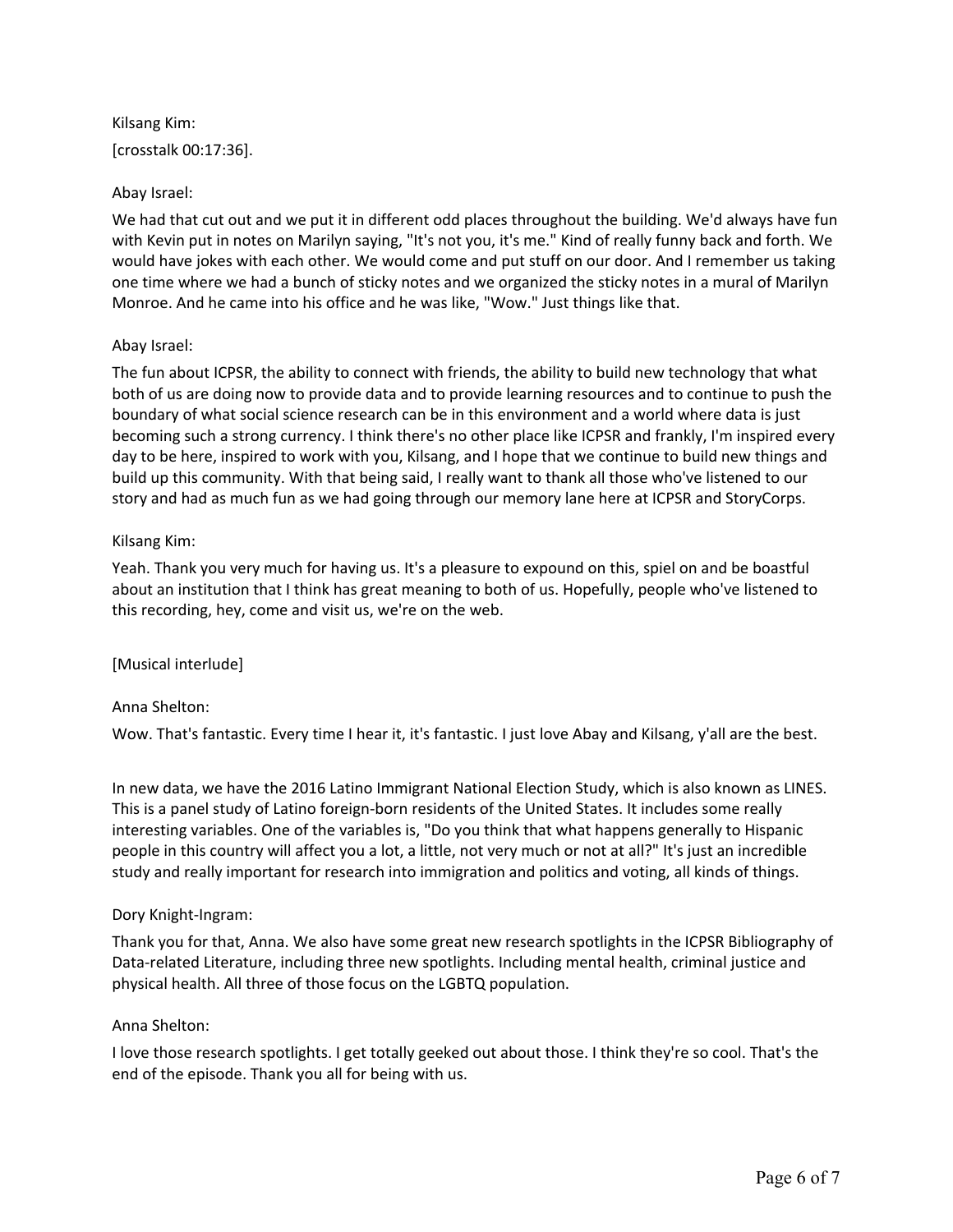Kilsang Kim:

[crosstalk 00:17:36].

Abay Israel:

We had that cut out and we put it in different odd places throughout the building. We'd always have fun with Kevin put in notes on Marilyn saying, "It's not you, it's me." Kind of really funny back and forth. We would have jokes with each other. We would come and put stuff on our door. And I remember us taking one time where we had a bunch of sticky notes and we organized the sticky notes in a mural of Marilyn Monroe. And he came into his office and he was like, "Wow." Just things like that.

Abay Israel:

The fun about ICPSR, the ability to connect with friends, the ability to build new technology that what both of us are doing now to provide data and to provide learning resources and to continue to push the boundary of what social science research can be in this environment and a world where data is just becoming such a strong currency. I think there's no other place like ICPSR and frankly, I'm inspired every day to be here, inspired to work with you, Kilsang, and I hope that we continue to build new things and build up this community. With that being said, I really want to thank all those who've listened to our story and had as much fun as we had going through our memory lane here at ICPSR and StoryCorps.

Kilsang Kim:

Yeah. Thank you very much for having us. It's a pleasure to expound on this, spiel on and be boastful about an institution that I think has great meaning to both of us. Hopefully, people who've listened to this recording, hey, come and visit us, we're on the web.

[Musical interlude]

Anna Shelton:

Wow. That's fantastic. Every time I hear it, it's fantastic. I just love Abay and Kilsang, y'all are the best.

In new data, we have the 2016 Latino Immigrant National Election Study, which is also known as LINES. This is a panel study of Latino foreign-born residents of the United States. It includes some really interesting variables. One of the variables is, "Do you think that what happens generally to Hispanic people in this country will affect you a lot, a little, not very much or not at all?" It's just an incredible study and really important for research into immigration and politics and voting, all kinds of things.

Dory Knight-Ingram:

Thank you for that, Anna. We also have some great new research spotlights in the ICPSR Bibliography of Data-related Literature, including three new spotlights. Including mental health, criminal justice and physical health. All three of those focus on the LGBTQ population.

Anna Shelton:

I love those research spotlights. I get totally geeked out about those. I think they're so cool. That's the end of the episode. Thank you all for being with us.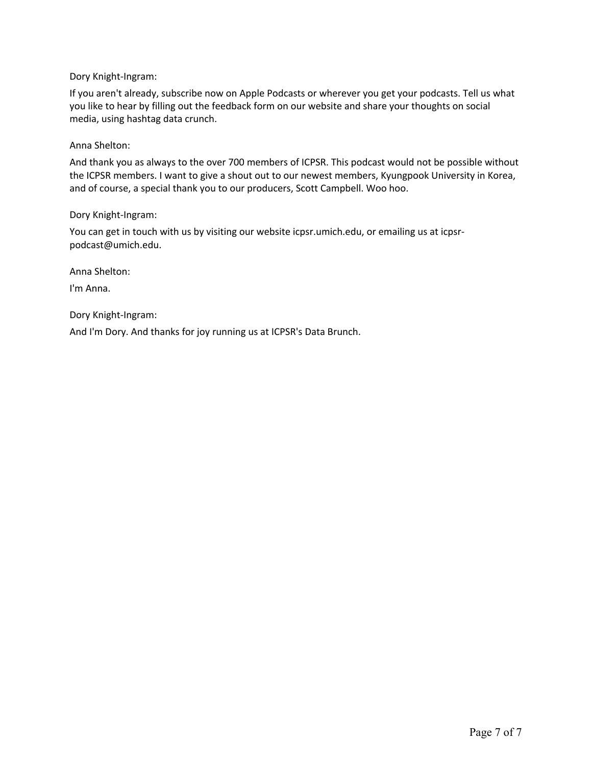Dory Knight-Ingram:

If you aren't already, subscribe now on Apple Podcasts or wherever you get your podcasts. Tell us what you like to hear by filling out the feedback form on our website and share your thoughts on social media, using hashtag data crunch.

Anna Shelton:

And thank you as always to the over 700 members of ICPSR. This podcast would not be possible without the ICPSR members. I want to give a shout out to our newest members, Kyungpook University in Korea, and of course, a special thank you to our producers, Scott Campbell. Woo hoo.

Dory Knight-Ingram:

You can get in touch with us by visiting our website icpsr.umich.edu, or emailing us at icpsr-podcast@umich.edu.

Anna Shelton:

I'm Anna.

Dory Knight-Ingram:

And I'm Dory. And thanks for joy running us at ICPSR's Data Brunch.